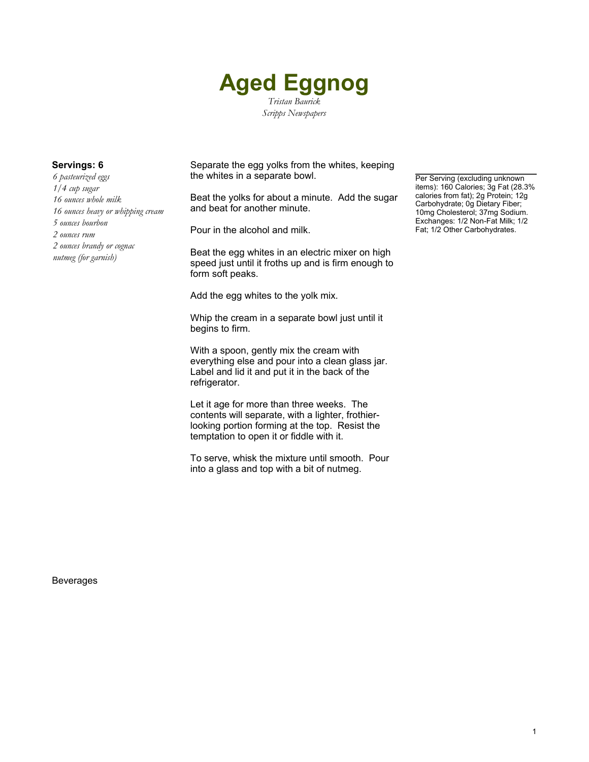# Aged Eggnog

*Tristan Baurick*
*Scripps Newspapers*

**Servings: 6**

*6 pasteurized eggs*
*1/4 cup sugar*
*16 ounces whole milk*
*16 ounces heavy or whipping cream*
*5 ounces bourbon*
*2 ounces rum*
*2 ounces brandy or cognac*
*nutmeg (for garnish)*

Separate the egg yolks from the whites, keeping the whites in a separate bowl.

Beat the yolks for about a minute. Add the sugar and beat for another minute.

Pour in the alcohol and milk.

Beat the egg whites in an electric mixer on high speed just until it froths up and is firm enough to form soft peaks.

Add the egg whites to the yolk mix.

Whip the cream in a separate bowl just until it begins to firm.

With a spoon, gently mix the cream with everything else and pour into a clean glass jar. Label and lid it and put it in the back of the refrigerator.

Let it age for more than three weeks. The contents will separate, with a lighter, frothier-looking portion forming at the top. Resist the temptation to open it or fiddle with it.

To serve, whisk the mixture until smooth. Pour into a glass and top with a bit of nutmeg.

Per Serving (excluding unknown items): 160 Calories; 3g Fat (28.3% calories from fat); 2g Protein; 12g Carbohydrate; 0g Dietary Fiber; 10mg Cholesterol; 37mg Sodium. Exchanges: 1/2 Non-Fat Milk; 1/2 Fat; 1/2 Other Carbohydrates.

Beverages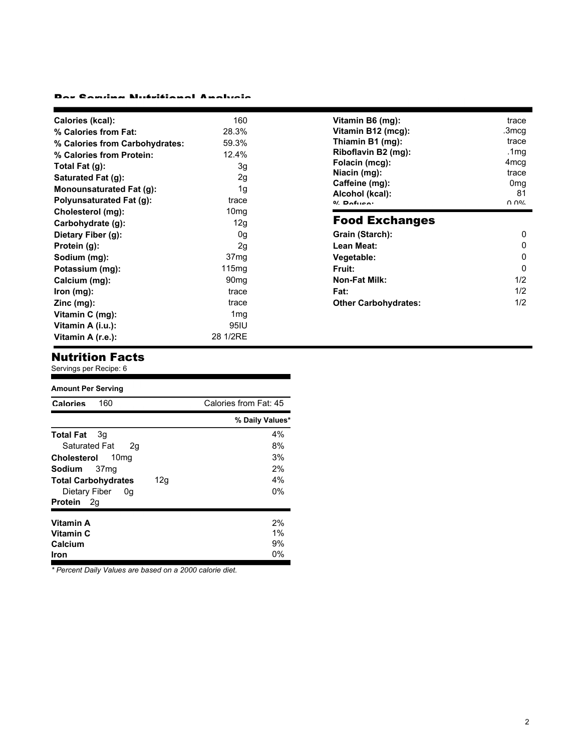## Per Serving Nutritional Analysis

| | |
|---|---|
| **Calories (kcal):** | 160 |
| **% Calories from Fat:** | 28.3% |
| **% Calories from Carbohydrates:** | 59.3% |
| **% Calories from Protein:** | 12.4% |
| **Total Fat (g):** | 3g |
| **Saturated Fat (g):** | 2g |
| **Monounsaturated Fat (g):** | 1g |
| **Polyunsaturated Fat (g):** | trace |
| **Cholesterol (mg):** | 10mg |
| **Carbohydrate (g):** | 12g |
| **Dietary Fiber (g):** | 0g |
| **Protein (g):** | 2g |
| **Sodium (mg):** | 37mg |
| **Potassium (mg):** | 115mg |
| **Calcium (mg):** | 90mg |
| **Iron (mg):** | trace |
| **Zinc (mg):** | trace |
| **Vitamin C (mg):** | 1mg |
| **Vitamin A (i.u.):** | 95IU |
| **Vitamin A (r.e.):** | 28 1/2RE |
| **Vitamin B6 (mg):** | trace |
| **Vitamin B12 (mcg):** | .3mcg |
| **Thiamin B1 (mg):** | trace |
| **Riboflavin B2 (mg):** | .1mg |
| **Folacin (mcg):** | 4mcg |
| **Niacin (mg):** | trace |
| **Caffeine (mg):** | 0mg |
| **Alcohol (kcal):** | 81 |
| **% Refuse:** | 0.0% |

## Food Exchanges

| | |
|---|---|
| **Grain (Starch):** | 0 |
| **Lean Meat:** | 0 |
| **Vegetable:** | 0 |
| **Fruit:** | 0 |
| **Non-Fat Milk:** | 1/2 |
| **Fat:** | 1/2 |
| **Other Carbohydrates:** | 1/2 |

## Nutrition Facts

Servings per Recipe: 6

**Amount Per Serving**

| **Calories** 160 | Calories from Fat: 45 |
|---|---|
| | **% Daily Values*** |
| **Total Fat** 3g | 4% |
| Saturated Fat 2g | 8% |
| **Cholesterol** 10mg | 3% |
| **Sodium** 37mg | 2% |
| **Total Carbohydrates** 12g | 4% |
| Dietary Fiber 0g | 0% |
| **Protein** 2g | |
| **Vitamin A** | 2% |
| **Vitamin C** | 1% |
| **Calcium** | 9% |
| **Iron** | 0% |

*\* Percent Daily Values are based on a 2000 calorie diet.*